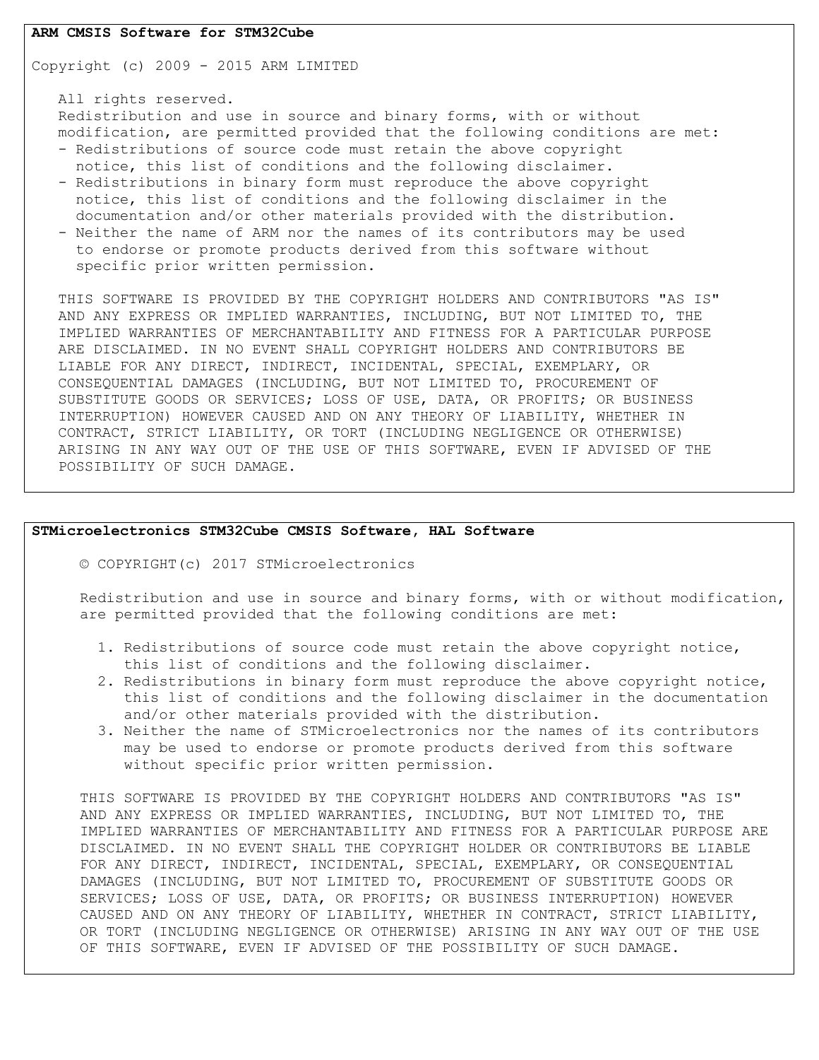**ARM CMSIS Software for STM32Cube**

Copyright (c) 2009 - 2015 ARM LIMITED

All rights reserved.
Redistribution and use in source and binary forms, with or without modification, are permitted provided that the following conditions are met:

- Redistributions of source code must retain the above copyright notice, this list of conditions and the following disclaimer.
- Redistributions in binary form must reproduce the above copyright notice, this list of conditions and the following disclaimer in the documentation and/or other materials provided with the distribution.
- Neither the name of ARM nor the names of its contributors may be used to endorse or promote products derived from this software without specific prior written permission.

THIS SOFTWARE IS PROVIDED BY THE COPYRIGHT HOLDERS AND CONTRIBUTORS "AS IS" AND ANY EXPRESS OR IMPLIED WARRANTIES, INCLUDING, BUT NOT LIMITED TO, THE IMPLIED WARRANTIES OF MERCHANTABILITY AND FITNESS FOR A PARTICULAR PURPOSE ARE DISCLAIMED. IN NO EVENT SHALL COPYRIGHT HOLDERS AND CONTRIBUTORS BE LIABLE FOR ANY DIRECT, INDIRECT, INCIDENTAL, SPECIAL, EXEMPLARY, OR CONSEQUENTIAL DAMAGES (INCLUDING, BUT NOT LIMITED TO, PROCUREMENT OF SUBSTITUTE GOODS OR SERVICES; LOSS OF USE, DATA, OR PROFITS; OR BUSINESS INTERRUPTION) HOWEVER CAUSED AND ON ANY THEORY OF LIABILITY, WHETHER IN CONTRACT, STRICT LIABILITY, OR TORT (INCLUDING NEGLIGENCE OR OTHERWISE) ARISING IN ANY WAY OUT OF THE USE OF THIS SOFTWARE, EVEN IF ADVISED OF THE POSSIBILITY OF SUCH DAMAGE.

**STMicroelectronics STM32Cube CMSIS Software, HAL Software**

© COPYRIGHT(c) 2017 STMicroelectronics

Redistribution and use in source and binary forms, with or without modification, are permitted provided that the following conditions are met:

1. Redistributions of source code must retain the above copyright notice, this list of conditions and the following disclaimer.
2. Redistributions in binary form must reproduce the above copyright notice, this list of conditions and the following disclaimer in the documentation and/or other materials provided with the distribution.
3. Neither the name of STMicroelectronics nor the names of its contributors may be used to endorse or promote products derived from this software without specific prior written permission.

THIS SOFTWARE IS PROVIDED BY THE COPYRIGHT HOLDERS AND CONTRIBUTORS "AS IS" AND ANY EXPRESS OR IMPLIED WARRANTIES, INCLUDING, BUT NOT LIMITED TO, THE IMPLIED WARRANTIES OF MERCHANTABILITY AND FITNESS FOR A PARTICULAR PURPOSE ARE DISCLAIMED. IN NO EVENT SHALL THE COPYRIGHT HOLDER OR CONTRIBUTORS BE LIABLE FOR ANY DIRECT, INDIRECT, INCIDENTAL, SPECIAL, EXEMPLARY, OR CONSEQUENTIAL DAMAGES (INCLUDING, BUT NOT LIMITED TO, PROCUREMENT OF SUBSTITUTE GOODS OR SERVICES; LOSS OF USE, DATA, OR PROFITS; OR BUSINESS INTERRUPTION) HOWEVER CAUSED AND ON ANY THEORY OF LIABILITY, WHETHER IN CONTRACT, STRICT LIABILITY, OR TORT (INCLUDING NEGLIGENCE OR OTHERWISE) ARISING IN ANY WAY OUT OF THE USE OF THIS SOFTWARE, EVEN IF ADVISED OF THE POSSIBILITY OF SUCH DAMAGE.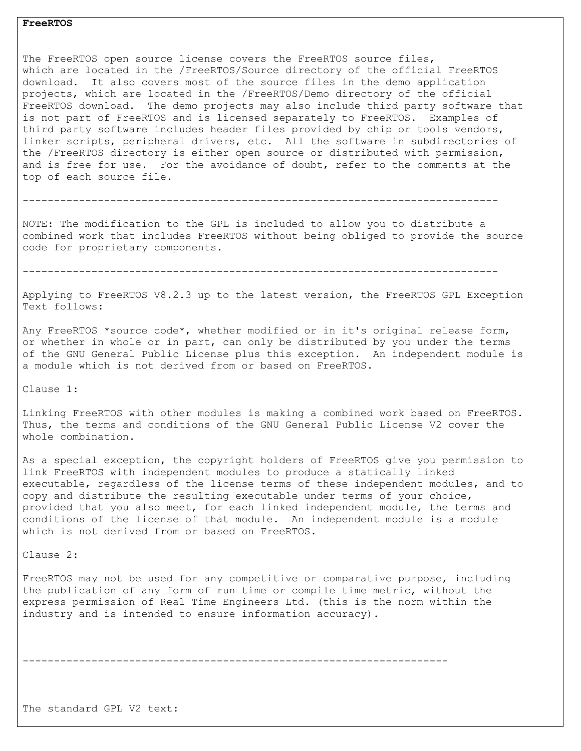**FreeRTOS**

The FreeRTOS open source license covers the FreeRTOS source files, which are located in the /FreeRTOS/Source directory of the official FreeRTOS download. It also covers most of the source files in the demo application projects, which are located in the /FreeRTOS/Demo directory of the official FreeRTOS download. The demo projects may also include third party software that is not part of FreeRTOS and is licensed separately to FreeRTOS. Examples of third party software includes header files provided by chip or tools vendors, linker scripts, peripheral drivers, etc. All the software in subdirectories of the /FreeRTOS directory is either open source or distributed with permission, and is free for use. For the avoidance of doubt, refer to the comments at the top of each source file.

----------------------------------------------------------------------------

NOTE: The modification to the GPL is included to allow you to distribute a combined work that includes FreeRTOS without being obliged to provide the source code for proprietary components.

----------------------------------------------------------------------------

Applying to FreeRTOS V8.2.3 up to the latest version, the FreeRTOS GPL Exception Text follows:

Any FreeRTOS *source code*, whether modified or in it's original release form, or whether in whole or in part, can only be distributed by you under the terms of the GNU General Public License plus this exception. An independent module is a module which is not derived from or based on FreeRTOS.

Clause 1:

Linking FreeRTOS with other modules is making a combined work based on FreeRTOS. Thus, the terms and conditions of the GNU General Public License V2 cover the whole combination.

As a special exception, the copyright holders of FreeRTOS give you permission to link FreeRTOS with independent modules to produce a statically linked executable, regardless of the license terms of these independent modules, and to copy and distribute the resulting executable under terms of your choice, provided that you also meet, for each linked independent module, the terms and conditions of the license of that module. An independent module is a module which is not derived from or based on FreeRTOS.

Clause 2:

FreeRTOS may not be used for any competitive or comparative purpose, including the publication of any form of run time or compile time metric, without the express permission of Real Time Engineers Ltd. (this is the norm within the industry and is intended to ensure information accuracy).

--------------------------------------------------------------------

The standard GPL V2 text: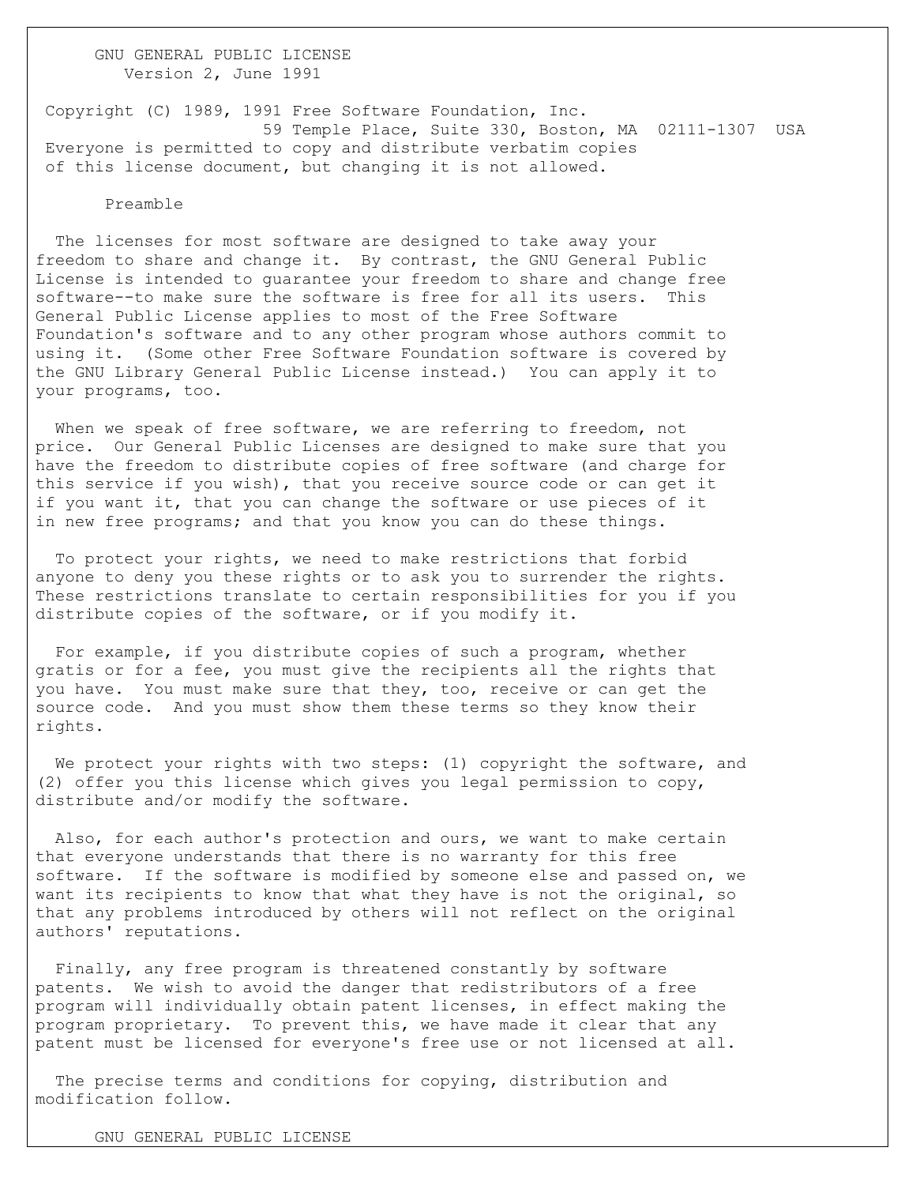# GNU GENERAL PUBLIC LICENSE

Version 2, June 1991

Copyright (C) 1989, 1991 Free Software Foundation, Inc.
59 Temple Place, Suite 330, Boston, MA 02111-1307 USA
Everyone is permitted to copy and distribute verbatim copies
of this license document, but changing it is not allowed.

## Preamble

The licenses for most software are designed to take away your freedom to share and change it. By contrast, the GNU General Public License is intended to guarantee your freedom to share and change free software--to make sure the software is free for all its users. This General Public License applies to most of the Free Software Foundation's software and to any other program whose authors commit to using it. (Some other Free Software Foundation software is covered by the GNU Library General Public License instead.) You can apply it to your programs, too.

When we speak of free software, we are referring to freedom, not price. Our General Public Licenses are designed to make sure that you have the freedom to distribute copies of free software (and charge for this service if you wish), that you receive source code or can get it if you want it, that you can change the software or use pieces of it in new free programs; and that you know you can do these things.

To protect your rights, we need to make restrictions that forbid anyone to deny you these rights or to ask you to surrender the rights. These restrictions translate to certain responsibilities for you if you distribute copies of the software, or if you modify it.

For example, if you distribute copies of such a program, whether gratis or for a fee, you must give the recipients all the rights that you have. You must make sure that they, too, receive or can get the source code. And you must show them these terms so they know their rights.

We protect your rights with two steps: (1) copyright the software, and (2) offer you this license which gives you legal permission to copy, distribute and/or modify the software.

Also, for each author's protection and ours, we want to make certain that everyone understands that there is no warranty for this free software. If the software is modified by someone else and passed on, we want its recipients to know that what they have is not the original, so that any problems introduced by others will not reflect on the original authors' reputations.

Finally, any free program is threatened constantly by software patents. We wish to avoid the danger that redistributors of a free program will individually obtain patent licenses, in effect making the program proprietary. To prevent this, we have made it clear that any patent must be licensed for everyone's free use or not licensed at all.

The precise terms and conditions for copying, distribution and modification follow.

# GNU GENERAL PUBLIC LICENSE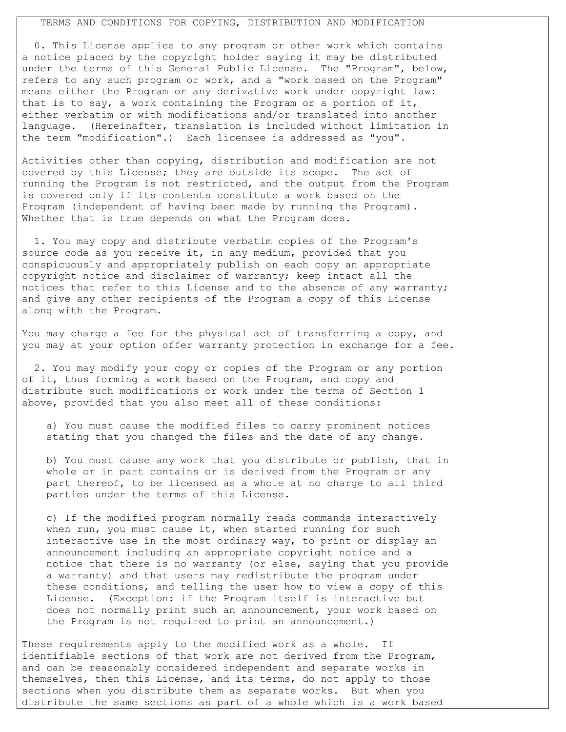## TERMS AND CONDITIONS FOR COPYING, DISTRIBUTION AND MODIFICATION

0. This License applies to any program or other work which contains a notice placed by the copyright holder saying it may be distributed under the terms of this General Public License. The "Program", below, refers to any such program or work, and a "work based on the Program" means either the Program or any derivative work under copyright law: that is to say, a work containing the Program or a portion of it, either verbatim or with modifications and/or translated into another language. (Hereinafter, translation is included without limitation in the term "modification".) Each licensee is addressed as "you".

Activities other than copying, distribution and modification are not covered by this License; they are outside its scope. The act of running the Program is not restricted, and the output from the Program is covered only if its contents constitute a work based on the Program (independent of having been made by running the Program). Whether that is true depends on what the Program does.

1. You may copy and distribute verbatim copies of the Program's source code as you receive it, in any medium, provided that you conspicuously and appropriately publish on each copy an appropriate copyright notice and disclaimer of warranty; keep intact all the notices that refer to this License and to the absence of any warranty; and give any other recipients of the Program a copy of this License along with the Program.

You may charge a fee for the physical act of transferring a copy, and you may at your option offer warranty protection in exchange for a fee.

2. You may modify your copy or copies of the Program or any portion of it, thus forming a work based on the Program, and copy and distribute such modifications or work under the terms of Section 1 above, provided that you also meet all of these conditions:

a) You must cause the modified files to carry prominent notices stating that you changed the files and the date of any change.

b) You must cause any work that you distribute or publish, that in whole or in part contains or is derived from the Program or any part thereof, to be licensed as a whole at no charge to all third parties under the terms of this License.

c) If the modified program normally reads commands interactively when run, you must cause it, when started running for such interactive use in the most ordinary way, to print or display an announcement including an appropriate copyright notice and a notice that there is no warranty (or else, saying that you provide a warranty) and that users may redistribute the program under these conditions, and telling the user how to view a copy of this License. (Exception: if the Program itself is interactive but does not normally print such an announcement, your work based on the Program is not required to print an announcement.)

These requirements apply to the modified work as a whole. If identifiable sections of that work are not derived from the Program, and can be reasonably considered independent and separate works in themselves, then this License, and its terms, do not apply to those sections when you distribute them as separate works. But when you distribute the same sections as part of a whole which is a work based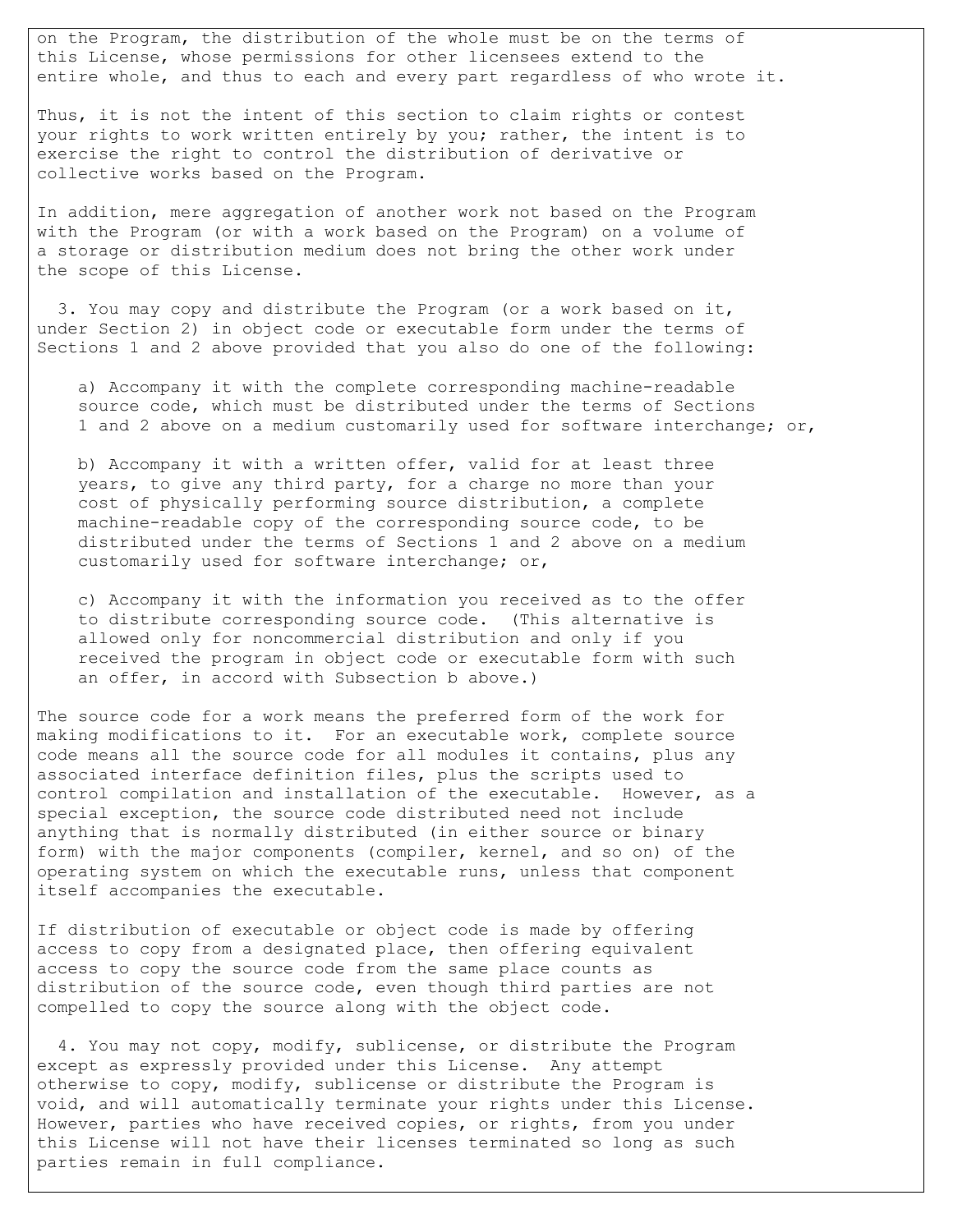on the Program, the distribution of the whole must be on the terms of this License, whose permissions for other licensees extend to the entire whole, and thus to each and every part regardless of who wrote it.

Thus, it is not the intent of this section to claim rights or contest your rights to work written entirely by you; rather, the intent is to exercise the right to control the distribution of derivative or collective works based on the Program.

In addition, mere aggregation of another work not based on the Program with the Program (or with a work based on the Program) on a volume of a storage or distribution medium does not bring the other work under the scope of this License.

3. You may copy and distribute the Program (or a work based on it, under Section 2) in object code or executable form under the terms of Sections 1 and 2 above provided that you also do one of the following:

a) Accompany it with the complete corresponding machine-readable source code, which must be distributed under the terms of Sections 1 and 2 above on a medium customarily used for software interchange; or,

b) Accompany it with a written offer, valid for at least three years, to give any third party, for a charge no more than your cost of physically performing source distribution, a complete machine-readable copy of the corresponding source code, to be distributed under the terms of Sections 1 and 2 above on a medium customarily used for software interchange; or,

c) Accompany it with the information you received as to the offer to distribute corresponding source code. (This alternative is allowed only for noncommercial distribution and only if you received the program in object code or executable form with such an offer, in accord with Subsection b above.)

The source code for a work means the preferred form of the work for making modifications to it. For an executable work, complete source code means all the source code for all modules it contains, plus any associated interface definition files, plus the scripts used to control compilation and installation of the executable. However, as a special exception, the source code distributed need not include anything that is normally distributed (in either source or binary form) with the major components (compiler, kernel, and so on) of the operating system on which the executable runs, unless that component itself accompanies the executable.

If distribution of executable or object code is made by offering access to copy from a designated place, then offering equivalent access to copy the source code from the same place counts as distribution of the source code, even though third parties are not compelled to copy the source along with the object code.

4. You may not copy, modify, sublicense, or distribute the Program except as expressly provided under this License. Any attempt otherwise to copy, modify, sublicense or distribute the Program is void, and will automatically terminate your rights under this License. However, parties who have received copies, or rights, from you under this License will not have their licenses terminated so long as such parties remain in full compliance.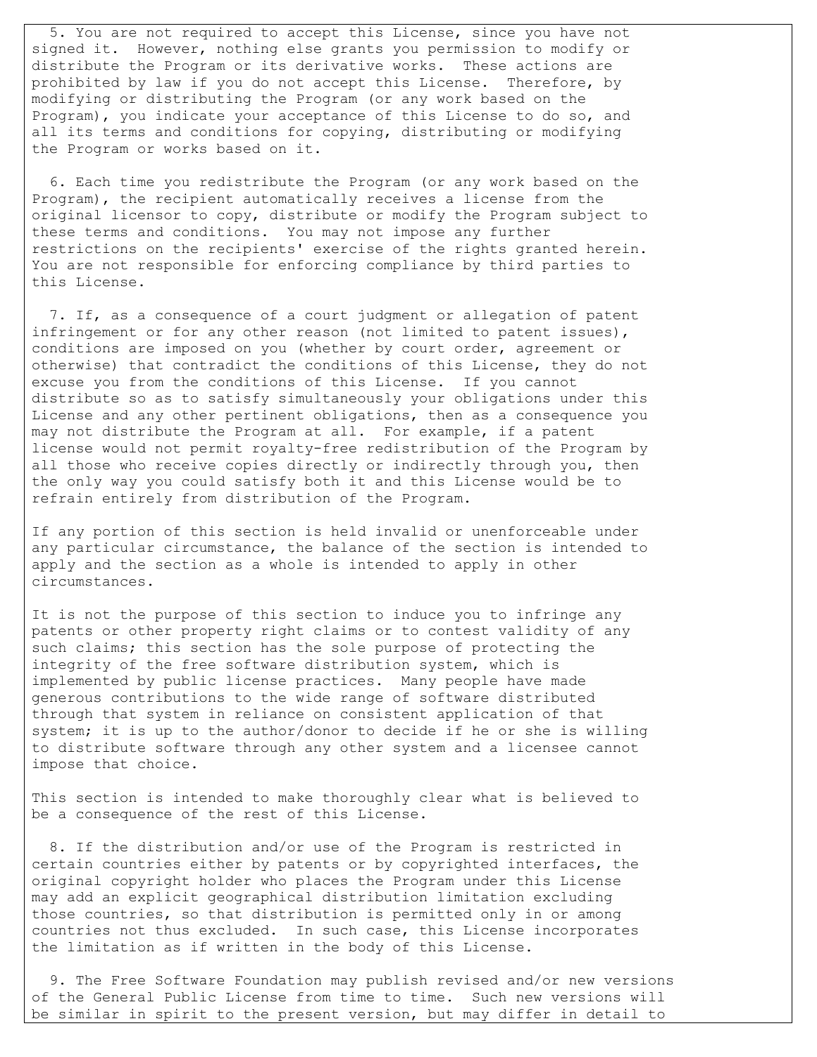5. You are not required to accept this License, since you have not signed it. However, nothing else grants you permission to modify or distribute the Program or its derivative works. These actions are prohibited by law if you do not accept this License. Therefore, by modifying or distributing the Program (or any work based on the Program), you indicate your acceptance of this License to do so, and all its terms and conditions for copying, distributing or modifying the Program or works based on it.

6. Each time you redistribute the Program (or any work based on the Program), the recipient automatically receives a license from the original licensor to copy, distribute or modify the Program subject to these terms and conditions. You may not impose any further restrictions on the recipients' exercise of the rights granted herein. You are not responsible for enforcing compliance by third parties to this License.

7. If, as a consequence of a court judgment or allegation of patent infringement or for any other reason (not limited to patent issues), conditions are imposed on you (whether by court order, agreement or otherwise) that contradict the conditions of this License, they do not excuse you from the conditions of this License. If you cannot distribute so as to satisfy simultaneously your obligations under this License and any other pertinent obligations, then as a consequence you may not distribute the Program at all. For example, if a patent license would not permit royalty-free redistribution of the Program by all those who receive copies directly or indirectly through you, then the only way you could satisfy both it and this License would be to refrain entirely from distribution of the Program.

If any portion of this section is held invalid or unenforceable under any particular circumstance, the balance of the section is intended to apply and the section as a whole is intended to apply in other circumstances.

It is not the purpose of this section to induce you to infringe any patents or other property right claims or to contest validity of any such claims; this section has the sole purpose of protecting the integrity of the free software distribution system, which is implemented by public license practices. Many people have made generous contributions to the wide range of software distributed through that system in reliance on consistent application of that system; it is up to the author/donor to decide if he or she is willing to distribute software through any other system and a licensee cannot impose that choice.

This section is intended to make thoroughly clear what is believed to be a consequence of the rest of this License.

8. If the distribution and/or use of the Program is restricted in certain countries either by patents or by copyrighted interfaces, the original copyright holder who places the Program under this License may add an explicit geographical distribution limitation excluding those countries, so that distribution is permitted only in or among countries not thus excluded. In such case, this License incorporates the limitation as if written in the body of this License.

9. The Free Software Foundation may publish revised and/or new versions of the General Public License from time to time. Such new versions will be similar in spirit to the present version, but may differ in detail to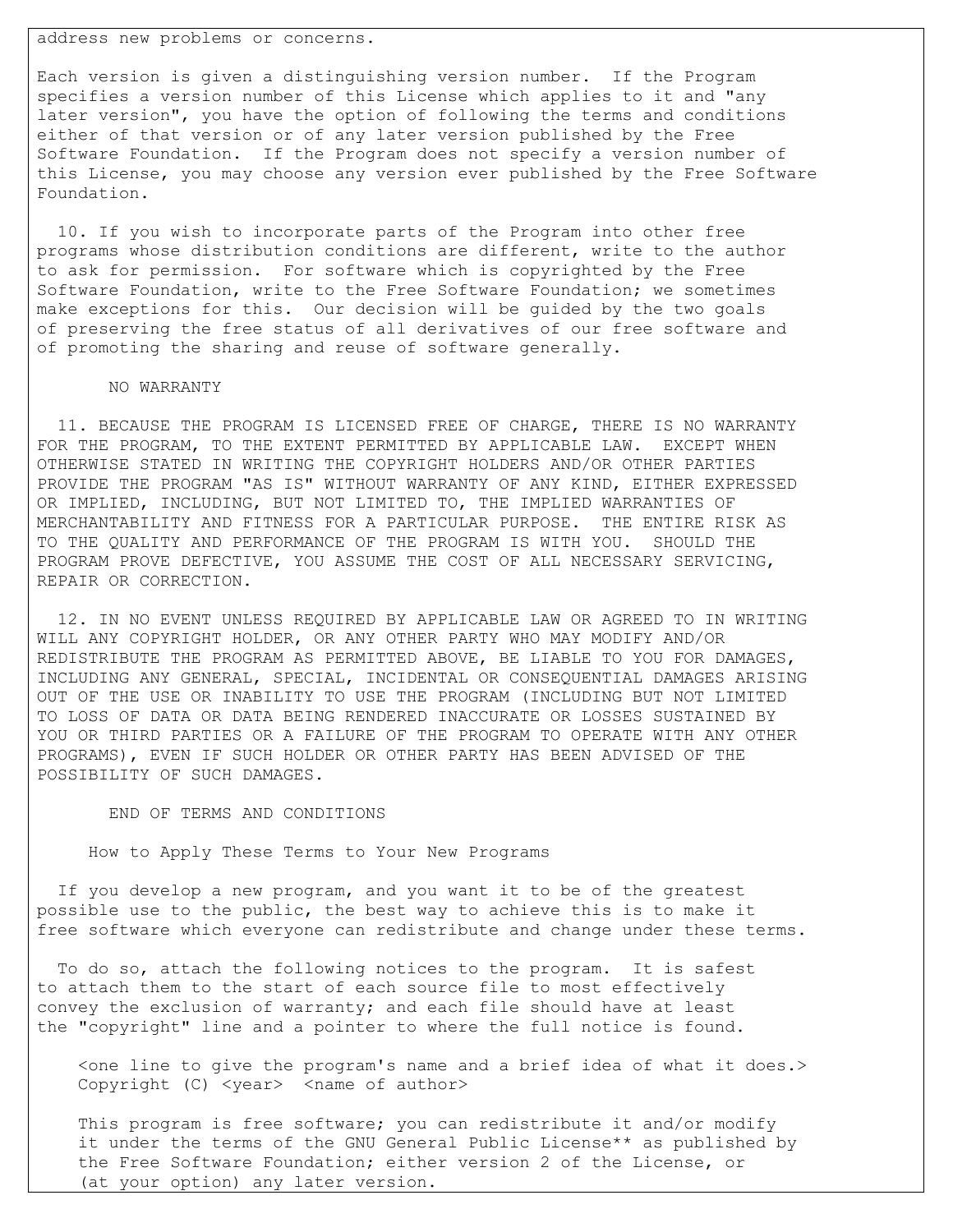address new problems or concerns.

Each version is given a distinguishing version number. If the Program specifies a version number of this License which applies to it and "any later version", you have the option of following the terms and conditions either of that version or of any later version published by the Free Software Foundation. If the Program does not specify a version number of this License, you may choose any version ever published by the Free Software Foundation.

10. If you wish to incorporate parts of the Program into other free programs whose distribution conditions are different, write to the author to ask for permission. For software which is copyrighted by the Free Software Foundation, write to the Free Software Foundation; we sometimes make exceptions for this. Our decision will be guided by the two goals of preserving the free status of all derivatives of our free software and of promoting the sharing and reuse of software generally.

NO WARRANTY

11. BECAUSE THE PROGRAM IS LICENSED FREE OF CHARGE, THERE IS NO WARRANTY FOR THE PROGRAM, TO THE EXTENT PERMITTED BY APPLICABLE LAW. EXCEPT WHEN OTHERWISE STATED IN WRITING THE COPYRIGHT HOLDERS AND/OR OTHER PARTIES PROVIDE THE PROGRAM "AS IS" WITHOUT WARRANTY OF ANY KIND, EITHER EXPRESSED OR IMPLIED, INCLUDING, BUT NOT LIMITED TO, THE IMPLIED WARRANTIES OF MERCHANTABILITY AND FITNESS FOR A PARTICULAR PURPOSE. THE ENTIRE RISK AS TO THE QUALITY AND PERFORMANCE OF THE PROGRAM IS WITH YOU. SHOULD THE PROGRAM PROVE DEFECTIVE, YOU ASSUME THE COST OF ALL NECESSARY SERVICING, REPAIR OR CORRECTION.

12. IN NO EVENT UNLESS REQUIRED BY APPLICABLE LAW OR AGREED TO IN WRITING WILL ANY COPYRIGHT HOLDER, OR ANY OTHER PARTY WHO MAY MODIFY AND/OR REDISTRIBUTE THE PROGRAM AS PERMITTED ABOVE, BE LIABLE TO YOU FOR DAMAGES, INCLUDING ANY GENERAL, SPECIAL, INCIDENTAL OR CONSEQUENTIAL DAMAGES ARISING OUT OF THE USE OR INABILITY TO USE THE PROGRAM (INCLUDING BUT NOT LIMITED TO LOSS OF DATA OR DATA BEING RENDERED INACCURATE OR LOSSES SUSTAINED BY YOU OR THIRD PARTIES OR A FAILURE OF THE PROGRAM TO OPERATE WITH ANY OTHER PROGRAMS), EVEN IF SUCH HOLDER OR OTHER PARTY HAS BEEN ADVISED OF THE POSSIBILITY OF SUCH DAMAGES.

END OF TERMS AND CONDITIONS

How to Apply These Terms to Your New Programs

If you develop a new program, and you want it to be of the greatest possible use to the public, the best way to achieve this is to make it free software which everyone can redistribute and change under these terms.

To do so, attach the following notices to the program. It is safest to attach them to the start of each source file to most effectively convey the exclusion of warranty; and each file should have at least the "copyright" line and a pointer to where the full notice is found.

```
<one line to give the program's name and a brief idea of what it does.>
Copyright (C) <year>  <name of author>

This program is free software; you can redistribute it and/or modify
it under the terms of the GNU General Public License** as published by
the Free Software Foundation; either version 2 of the License, or
(at your option) any later version.
```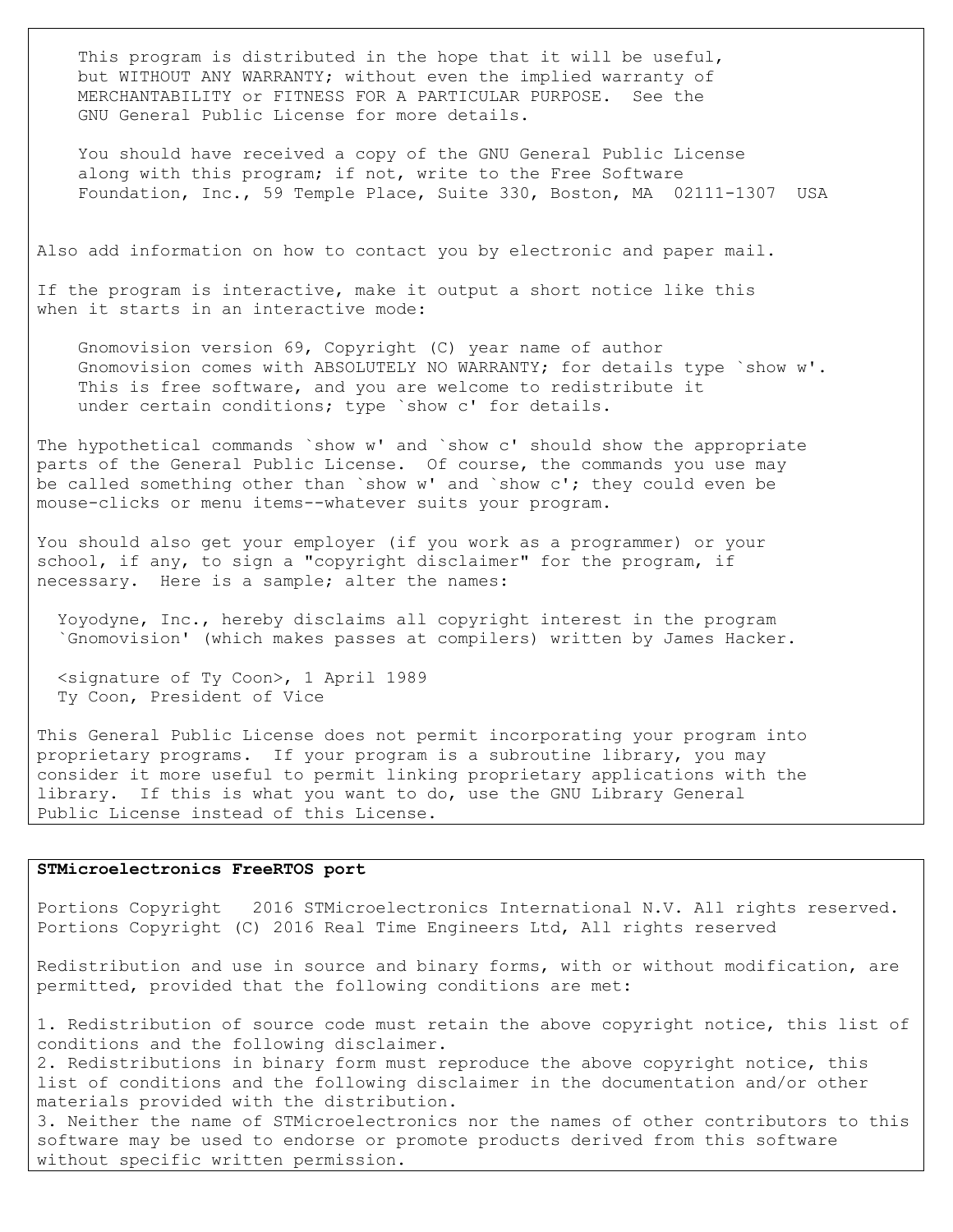This program is distributed in the hope that it will be useful, but WITHOUT ANY WARRANTY; without even the implied warranty of MERCHANTABILITY or FITNESS FOR A PARTICULAR PURPOSE. See the GNU General Public License for more details.

You should have received a copy of the GNU General Public License along with this program; if not, write to the Free Software Foundation, Inc., 59 Temple Place, Suite 330, Boston, MA 02111-1307 USA

Also add information on how to contact you by electronic and paper mail.

If the program is interactive, make it output a short notice like this when it starts in an interactive mode:

```
    Gnomovision version 69, Copyright (C) year name of author
    Gnomovision comes with ABSOLUTELY NO WARRANTY; for details type `show w'.
    This is free software, and you are welcome to redistribute it
    under certain conditions; type `show c' for details.
```

The hypothetical commands `show w' and `show c' should show the appropriate parts of the General Public License. Of course, the commands you use may be called something other than `show w' and `show c'; they could even be mouse-clicks or menu items--whatever suits your program.

You should also get your employer (if you work as a programmer) or your school, if any, to sign a "copyright disclaimer" for the program, if necessary. Here is a sample; alter the names:

```
  Yoyodyne, Inc., hereby disclaims all copyright interest in the program
  `Gnomovision' (which makes passes at compilers) written by James Hacker.

  <signature of Ty Coon>, 1 April 1989
  Ty Coon, President of Vice
```

This General Public License does not permit incorporating your program into proprietary programs. If your program is a subroutine library, you may consider it more useful to permit linking proprietary applications with the library. If this is what you want to do, use the GNU Library General Public License instead of this License.

**STMicroelectronics FreeRTOS port**

Portions Copyright 2016 STMicroelectronics International N.V. All rights reserved.
Portions Copyright (C) 2016 Real Time Engineers Ltd, All rights reserved

Redistribution and use in source and binary forms, with or without modification, are permitted, provided that the following conditions are met:

1. Redistribution of source code must retain the above copyright notice, this list of conditions and the following disclaimer.
2. Redistributions in binary form must reproduce the above copyright notice, this list of conditions and the following disclaimer in the documentation and/or other materials provided with the distribution.
3. Neither the name of STMicroelectronics nor the names of other contributors to this software may be used to endorse or promote products derived from this software without specific written permission.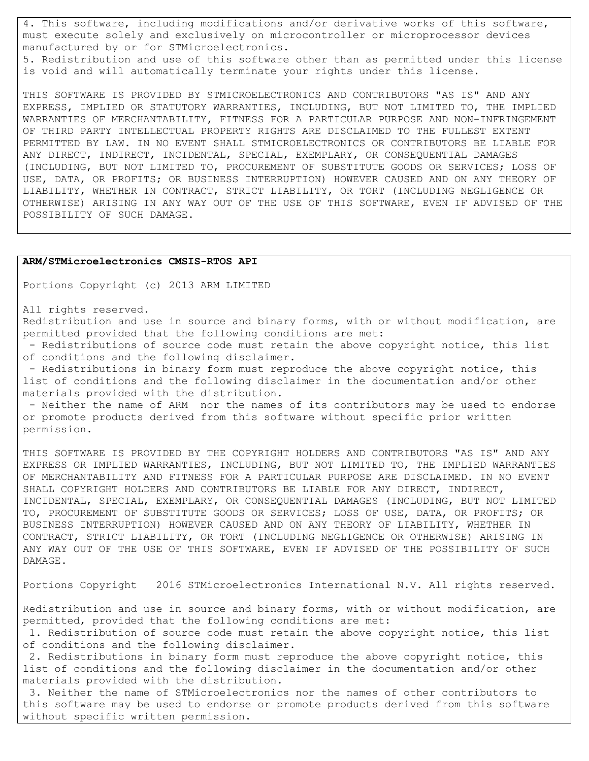4. This software, including modifications and/or derivative works of this software, must execute solely and exclusively on microcontroller or microprocessor devices manufactured by or for STMicroelectronics.
5. Redistribution and use of this software other than as permitted under this license is void and will automatically terminate your rights under this license.

THIS SOFTWARE IS PROVIDED BY STMICROELECTRONICS AND CONTRIBUTORS "AS IS" AND ANY EXPRESS, IMPLIED OR STATUTORY WARRANTIES, INCLUDING, BUT NOT LIMITED TO, THE IMPLIED WARRANTIES OF MERCHANTABILITY, FITNESS FOR A PARTICULAR PURPOSE AND NON-INFRINGEMENT OF THIRD PARTY INTELLECTUAL PROPERTY RIGHTS ARE DISCLAIMED TO THE FULLEST EXTENT PERMITTED BY LAW. IN NO EVENT SHALL STMICROELECTRONICS OR CONTRIBUTORS BE LIABLE FOR ANY DIRECT, INDIRECT, INCIDENTAL, SPECIAL, EXEMPLARY, OR CONSEQUENTIAL DAMAGES (INCLUDING, BUT NOT LIMITED TO, PROCUREMENT OF SUBSTITUTE GOODS OR SERVICES; LOSS OF USE, DATA, OR PROFITS; OR BUSINESS INTERRUPTION) HOWEVER CAUSED AND ON ANY THEORY OF LIABILITY, WHETHER IN CONTRACT, STRICT LIABILITY, OR TORT (INCLUDING NEGLIGENCE OR OTHERWISE) ARISING IN ANY WAY OUT OF THE USE OF THIS SOFTWARE, EVEN IF ADVISED OF THE POSSIBILITY OF SUCH DAMAGE.

**ARM/STMicroelectronics CMSIS-RTOS API**

Portions Copyright (c) 2013 ARM LIMITED

All rights reserved.
Redistribution and use in source and binary forms, with or without modification, are permitted provided that the following conditions are met:

- Redistributions of source code must retain the above copyright notice, this list of conditions and the following disclaimer.
- Redistributions in binary form must reproduce the above copyright notice, this list of conditions and the following disclaimer in the documentation and/or other materials provided with the distribution.
- Neither the name of ARM nor the names of its contributors may be used to endorse or promote products derived from this software without specific prior written permission.

THIS SOFTWARE IS PROVIDED BY THE COPYRIGHT HOLDERS AND CONTRIBUTORS "AS IS" AND ANY EXPRESS OR IMPLIED WARRANTIES, INCLUDING, BUT NOT LIMITED TO, THE IMPLIED WARRANTIES OF MERCHANTABILITY AND FITNESS FOR A PARTICULAR PURPOSE ARE DISCLAIMED. IN NO EVENT SHALL COPYRIGHT HOLDERS AND CONTRIBUTORS BE LIABLE FOR ANY DIRECT, INDIRECT, INCIDENTAL, SPECIAL, EXEMPLARY, OR CONSEQUENTIAL DAMAGES (INCLUDING, BUT NOT LIMITED TO, PROCUREMENT OF SUBSTITUTE GOODS OR SERVICES; LOSS OF USE, DATA, OR PROFITS; OR BUSINESS INTERRUPTION) HOWEVER CAUSED AND ON ANY THEORY OF LIABILITY, WHETHER IN CONTRACT, STRICT LIABILITY, OR TORT (INCLUDING NEGLIGENCE OR OTHERWISE) ARISING IN ANY WAY OUT OF THE USE OF THIS SOFTWARE, EVEN IF ADVISED OF THE POSSIBILITY OF SUCH DAMAGE.

Portions Copyright 2016 STMicroelectronics International N.V. All rights reserved.

Redistribution and use in source and binary forms, with or without modification, are permitted, provided that the following conditions are met:

1. Redistribution of source code must retain the above copyright notice, this list of conditions and the following disclaimer.
2. Redistributions in binary form must reproduce the above copyright notice, this list of conditions and the following disclaimer in the documentation and/or other materials provided with the distribution.
3. Neither the name of STMicroelectronics nor the names of other contributors to this software may be used to endorse or promote products derived from this software without specific written permission.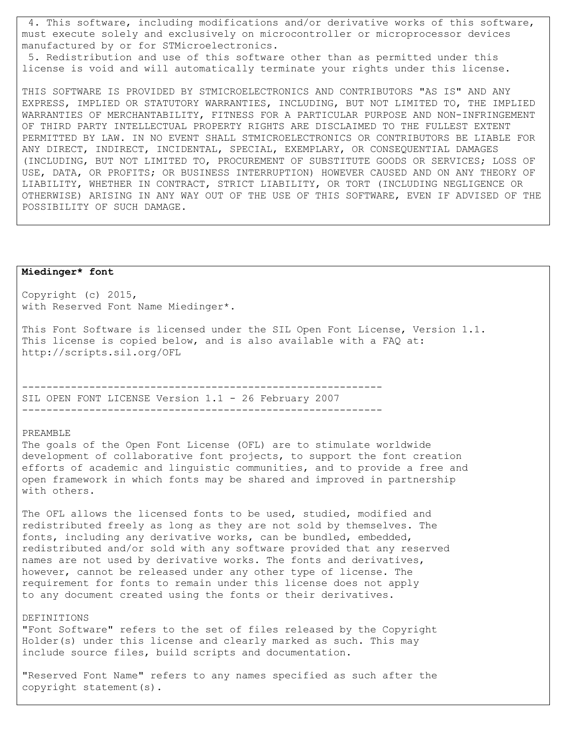4. This software, including modifications and/or derivative works of this software, must execute solely and exclusively on microcontroller or microprocessor devices manufactured by or for STMicroelectronics.
5. Redistribution and use of this software other than as permitted under this license is void and will automatically terminate your rights under this license.

THIS SOFTWARE IS PROVIDED BY STMICROELECTRONICS AND CONTRIBUTORS "AS IS" AND ANY EXPRESS, IMPLIED OR STATUTORY WARRANTIES, INCLUDING, BUT NOT LIMITED TO, THE IMPLIED WARRANTIES OF MERCHANTABILITY, FITNESS FOR A PARTICULAR PURPOSE AND NON-INFRINGEMENT OF THIRD PARTY INTELLECTUAL PROPERTY RIGHTS ARE DISCLAIMED TO THE FULLEST EXTENT PERMITTED BY LAW. IN NO EVENT SHALL STMICROELECTRONICS OR CONTRIBUTORS BE LIABLE FOR ANY DIRECT, INDIRECT, INCIDENTAL, SPECIAL, EXEMPLARY, OR CONSEQUENTIAL DAMAGES (INCLUDING, BUT NOT LIMITED TO, PROCUREMENT OF SUBSTITUTE GOODS OR SERVICES; LOSS OF USE, DATA, OR PROFITS; OR BUSINESS INTERRUPTION) HOWEVER CAUSED AND ON ANY THEORY OF LIABILITY, WHETHER IN CONTRACT, STRICT LIABILITY, OR TORT (INCLUDING NEGLIGENCE OR OTHERWISE) ARISING IN ANY WAY OUT OF THE USE OF THIS SOFTWARE, EVEN IF ADVISED OF THE POSSIBILITY OF SUCH DAMAGE.

**Miedinger* font**

Copyright (c) 2015,
with Reserved Font Name Miedinger*.

This Font Software is licensed under the SIL Open Font License, Version 1.1.
This license is copied below, and is also available with a FAQ at:
http://scripts.sil.org/OFL

-----------------------------------------------------------
SIL OPEN FONT LICENSE Version 1.1 - 26 February 2007
-----------------------------------------------------------

PREAMBLE
The goals of the Open Font License (OFL) are to stimulate worldwide development of collaborative font projects, to support the font creation efforts of academic and linguistic communities, and to provide a free and open framework in which fonts may be shared and improved in partnership with others.

The OFL allows the licensed fonts to be used, studied, modified and redistributed freely as long as they are not sold by themselves. The fonts, including any derivative works, can be bundled, embedded, redistributed and/or sold with any software provided that any reserved names are not used by derivative works. The fonts and derivatives, however, cannot be released under any other type of license. The requirement for fonts to remain under this license does not apply to any document created using the fonts or their derivatives.

DEFINITIONS
"Font Software" refers to the set of files released by the Copyright Holder(s) under this license and clearly marked as such. This may include source files, build scripts and documentation.

"Reserved Font Name" refers to any names specified as such after the copyright statement(s).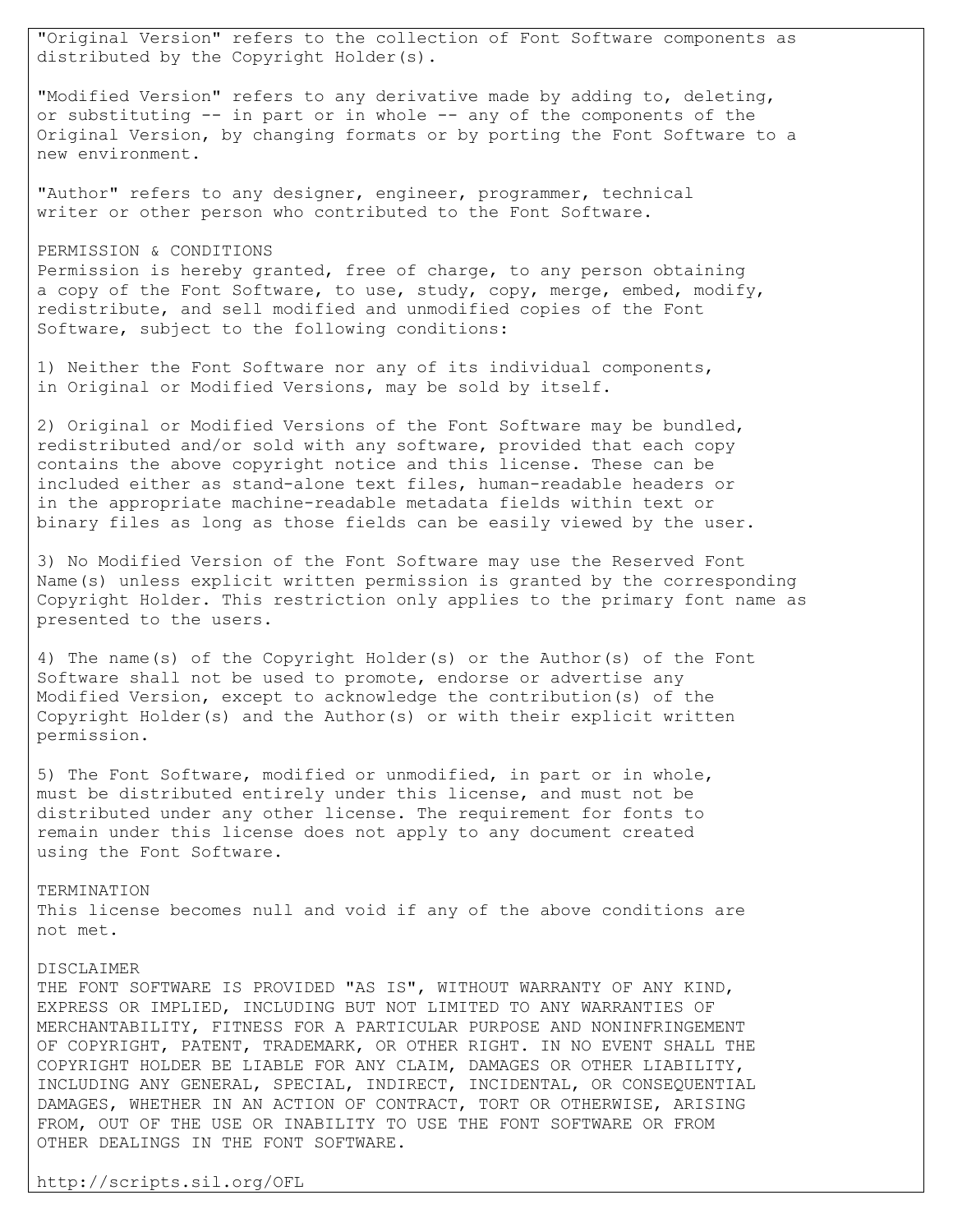"Original Version" refers to the collection of Font Software components as distributed by the Copyright Holder(s).

"Modified Version" refers to any derivative made by adding to, deleting, or substituting -- in part or in whole -- any of the components of the Original Version, by changing formats or by porting the Font Software to a new environment.

"Author" refers to any designer, engineer, programmer, technical writer or other person who contributed to the Font Software.

PERMISSION & CONDITIONS

Permission is hereby granted, free of charge, to any person obtaining a copy of the Font Software, to use, study, copy, merge, embed, modify, redistribute, and sell modified and unmodified copies of the Font Software, subject to the following conditions:

1) Neither the Font Software nor any of its individual components, in Original or Modified Versions, may be sold by itself.

2) Original or Modified Versions of the Font Software may be bundled, redistributed and/or sold with any software, provided that each copy contains the above copyright notice and this license. These can be included either as stand-alone text files, human-readable headers or in the appropriate machine-readable metadata fields within text or binary files as long as those fields can be easily viewed by the user.

3) No Modified Version of the Font Software may use the Reserved Font Name(s) unless explicit written permission is granted by the corresponding Copyright Holder. This restriction only applies to the primary font name as presented to the users.

4) The name(s) of the Copyright Holder(s) or the Author(s) of the Font Software shall not be used to promote, endorse or advertise any Modified Version, except to acknowledge the contribution(s) of the Copyright Holder(s) and the Author(s) or with their explicit written permission.

5) The Font Software, modified or unmodified, in part or in whole, must be distributed entirely under this license, and must not be distributed under any other license. The requirement for fonts to remain under this license does not apply to any document created using the Font Software.

TERMINATION

This license becomes null and void if any of the above conditions are not met.

DISCLAIMER

THE FONT SOFTWARE IS PROVIDED "AS IS", WITHOUT WARRANTY OF ANY KIND, EXPRESS OR IMPLIED, INCLUDING BUT NOT LIMITED TO ANY WARRANTIES OF MERCHANTABILITY, FITNESS FOR A PARTICULAR PURPOSE AND NONINFRINGEMENT OF COPYRIGHT, PATENT, TRADEMARK, OR OTHER RIGHT. IN NO EVENT SHALL THE COPYRIGHT HOLDER BE LIABLE FOR ANY CLAIM, DAMAGES OR OTHER LIABILITY, INCLUDING ANY GENERAL, SPECIAL, INDIRECT, INCIDENTAL, OR CONSEQUENTIAL DAMAGES, WHETHER IN AN ACTION OF CONTRACT, TORT OR OTHERWISE, ARISING FROM, OUT OF THE USE OR INABILITY TO USE THE FONT SOFTWARE OR FROM OTHER DEALINGS IN THE FONT SOFTWARE.

http://scripts.sil.org/OFL